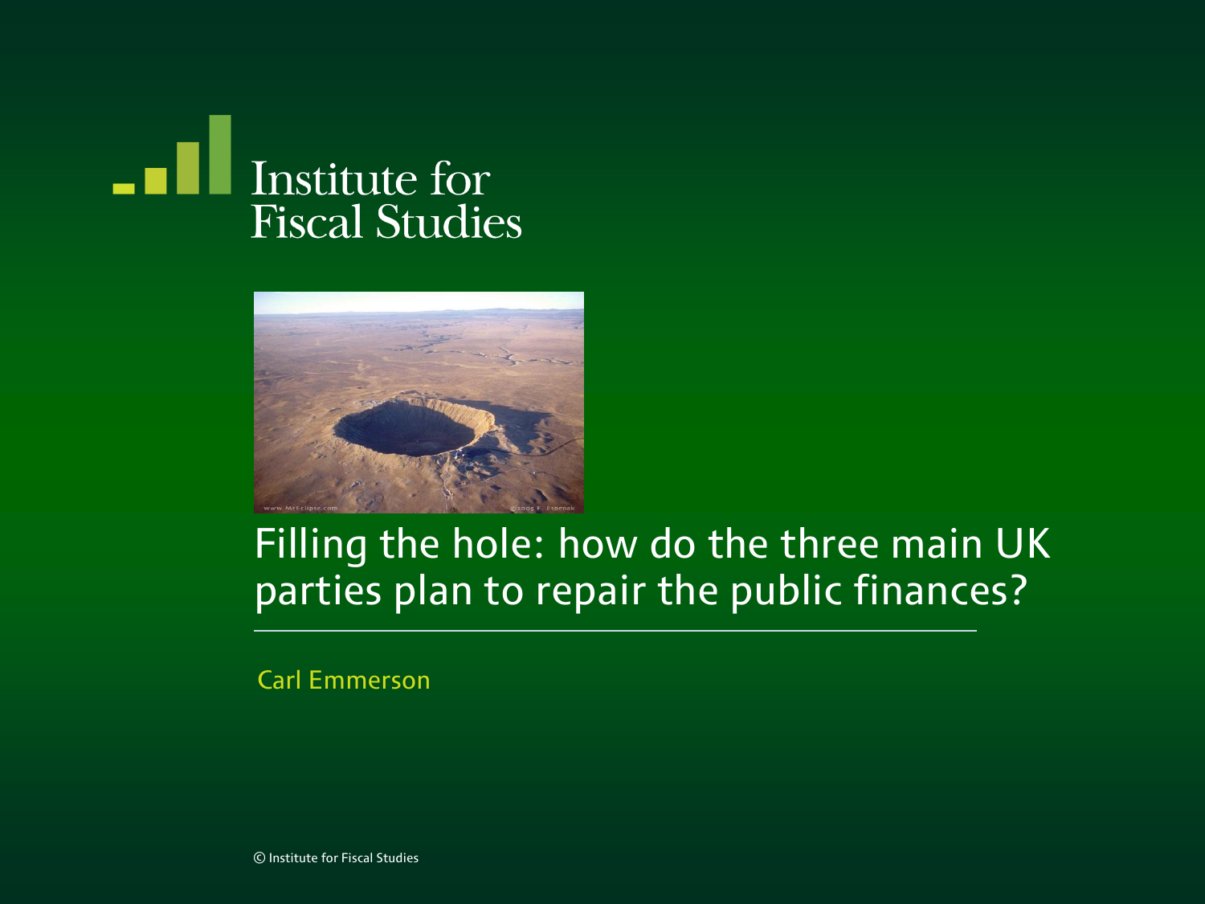Institute for Fiscal Studies

# Filling the hole: how do the three main UK parties plan to repair the public finances?

Carl Emmerson

© Institute for Fiscal Studies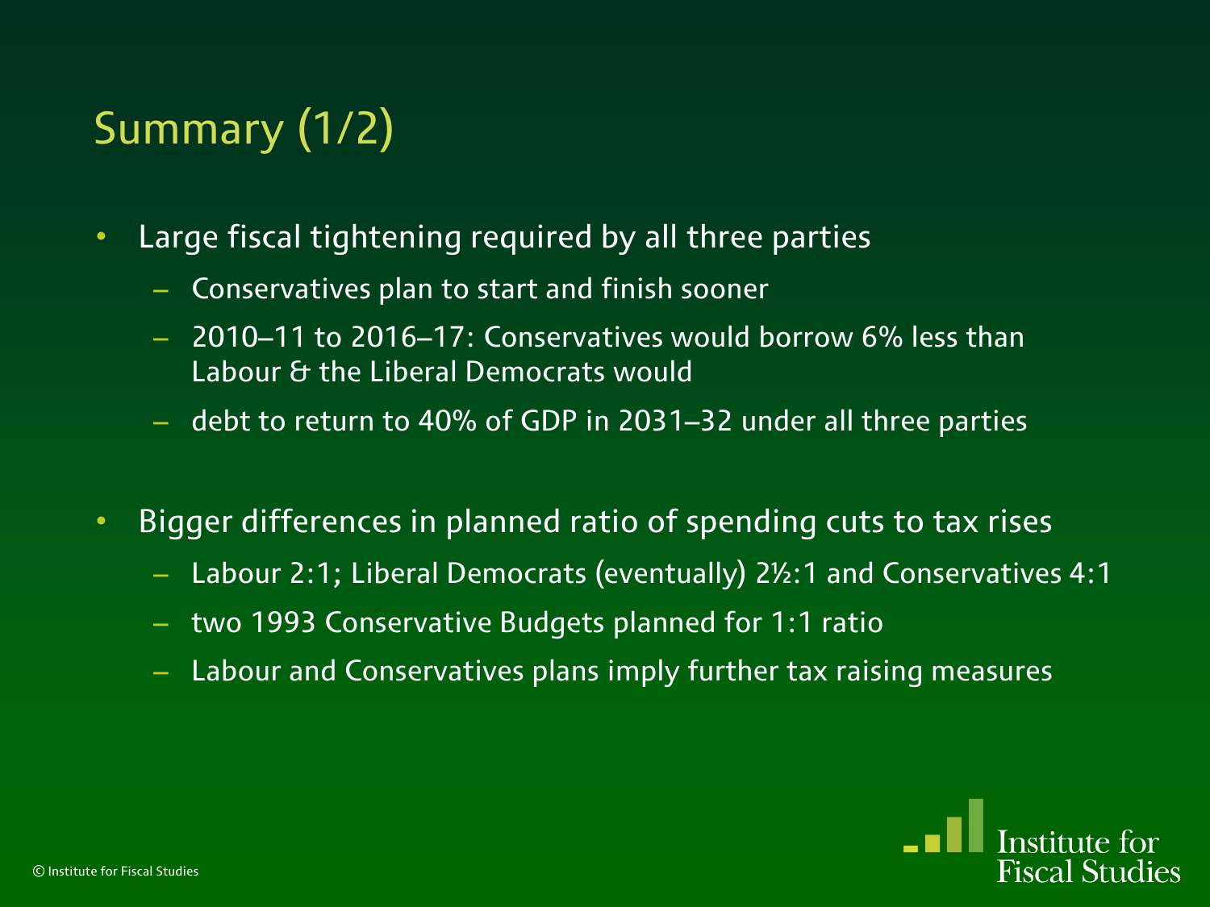# Summary (1/2)

- Large fiscal tightening required by all three parties
  - Conservatives plan to start and finish sooner
  - 2010–11 to 2016–17: Conservatives would borrow 6% less than Labour & the Liberal Democrats would
  - debt to return to 40% of GDP in 2031–32 under all three parties
- Bigger differences in planned ratio of spending cuts to tax rises
  - Labour 2:1; Liberal Democrats (eventually) 2½:1 and Conservatives 4:1
  - two 1993 Conservative Budgets planned for 1:1 ratio
  - Labour and Conservatives plans imply further tax raising measures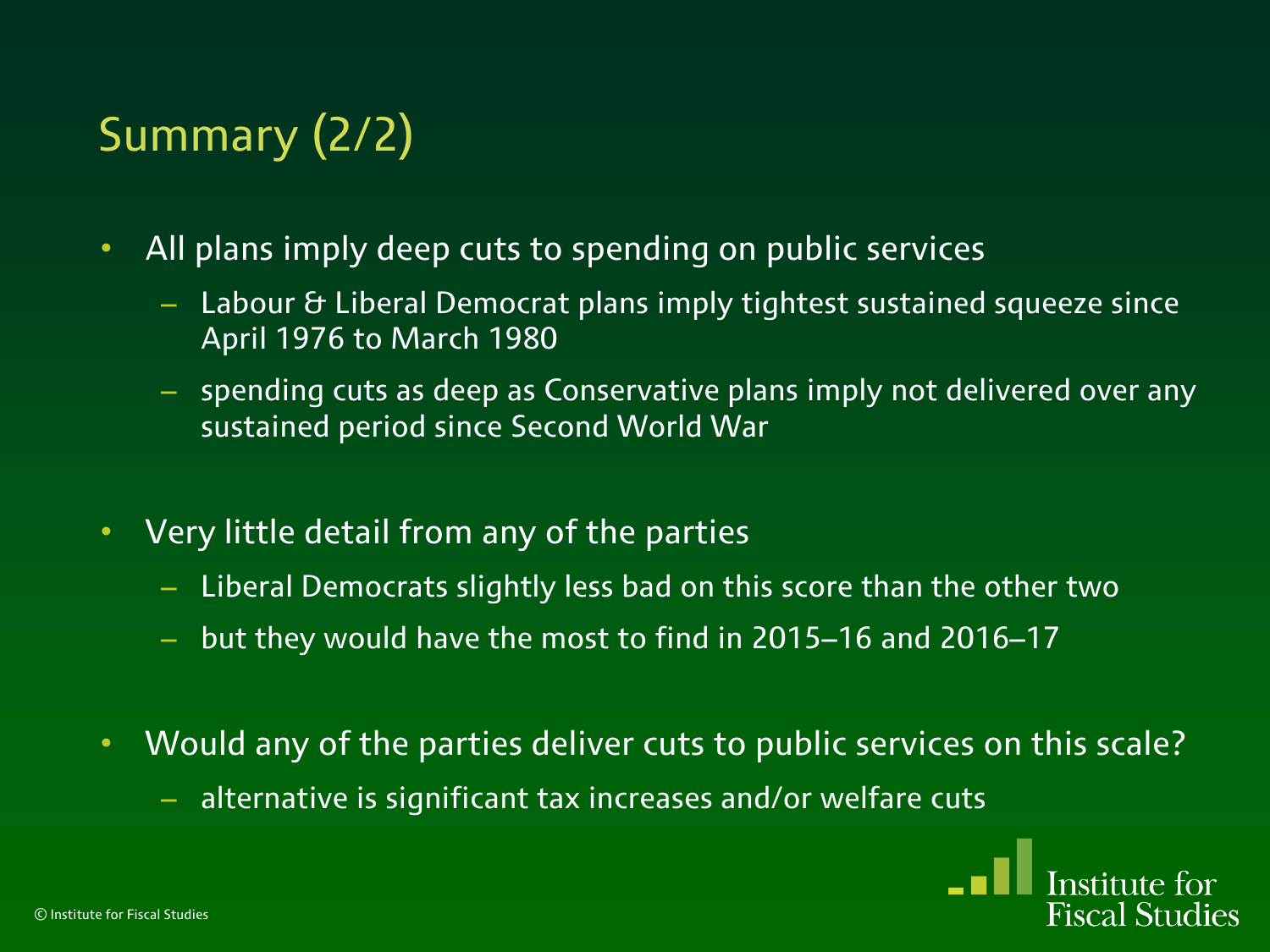# Summary (2/2)

- All plans imply deep cuts to spending on public services
  - Labour & Liberal Democrat plans imply tightest sustained squeeze since April 1976 to March 1980
  - spending cuts as deep as Conservative plans imply not delivered over any sustained period since Second World War
- Very little detail from any of the parties
  - Liberal Democrats slightly less bad on this score than the other two
  - but they would have the most to find in 2015–16 and 2016–17
- Would any of the parties deliver cuts to public services on this scale?
  - alternative is significant tax increases and/or welfare cuts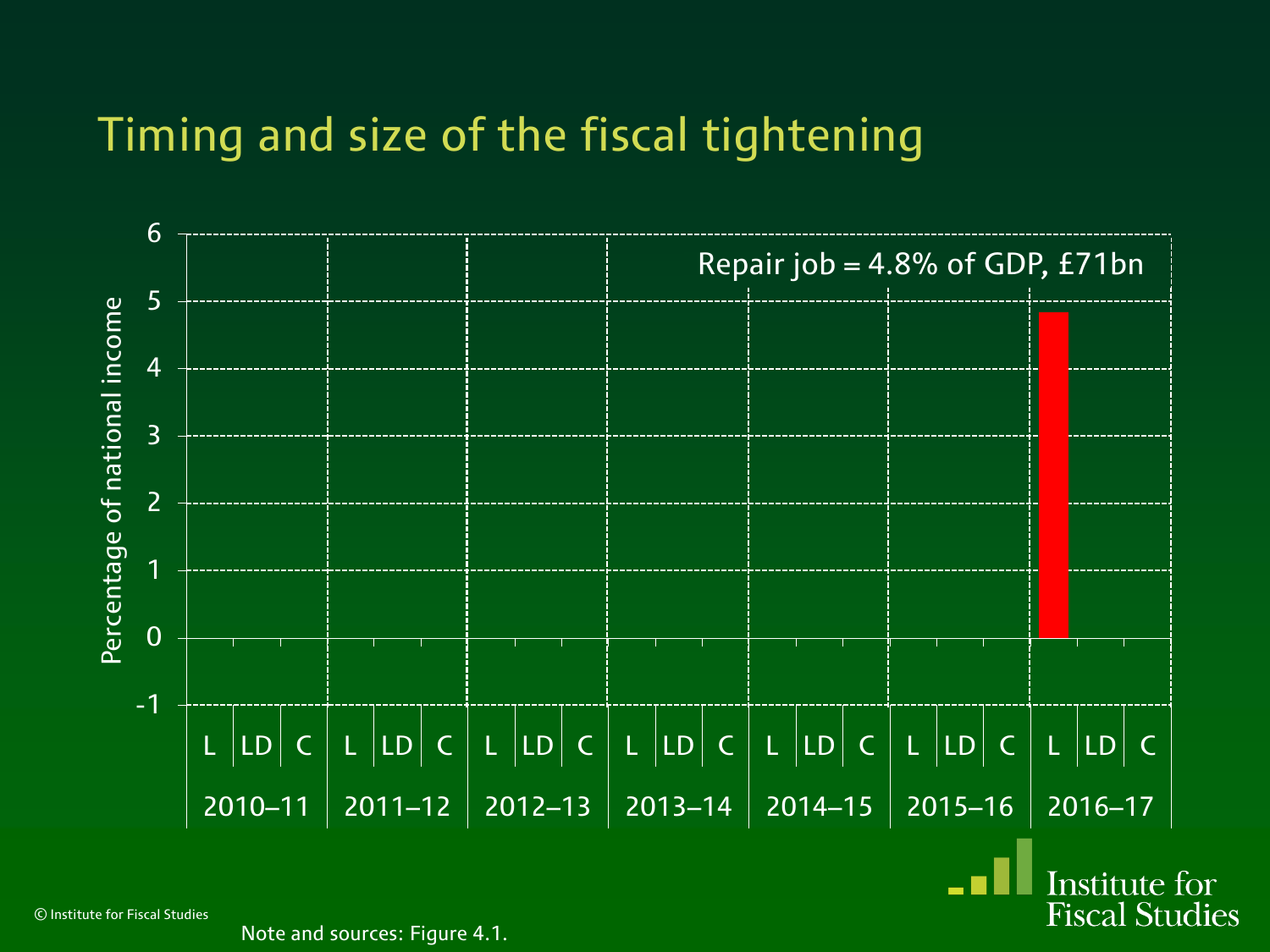# Timing and size of the fiscal tightening

Repair job = 4.8% of GDP, £71bn

Percentage of national income

| | 2010–11 | | | 2011–12 | | | 2012–13 | | | 2013–14 | | | 2014–15 | | | 2015–16 | | | 2016–17 | | |
|---|---|---|---|---|---|---|---|---|---|---|---|---|---|---|---|---|---|---|---|---|---|
| | L | LD | C | L | LD | C | L | LD | C | L | LD | C | L | LD | C | L | LD | C | L | LD | C |

Note and sources: Figure 4.1.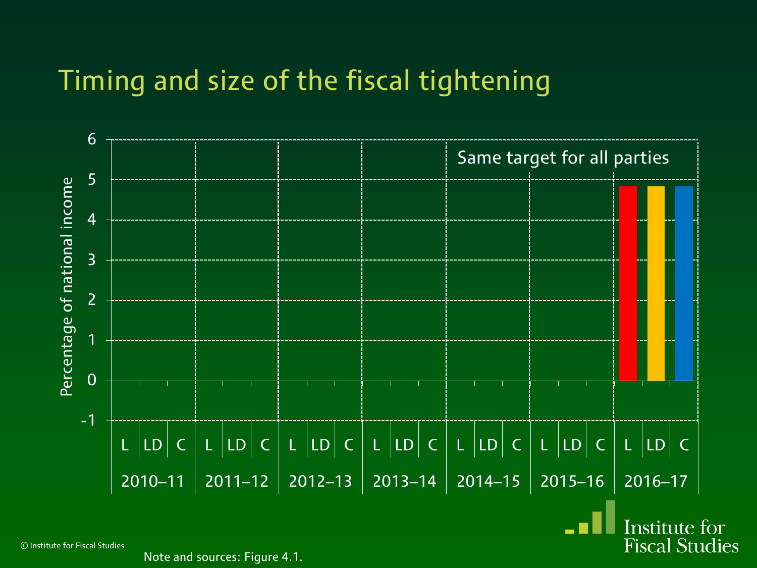# Timing and size of the fiscal tightening

Percentage of national income

Same target for all parties

| | L | LD | C |
|---|---|---|---|
| 2010–11 | | | |
| 2011–12 | | | |
| 2012–13 | | | |
| 2013–14 | | | |
| 2014–15 | | | |
| 2015–16 | | | |
| 2016–17 | 4.8 | 4.8 | 4.8 |

Note and sources: Figure 4.1.

© Institute for Fiscal Studies

Institute for Fiscal Studies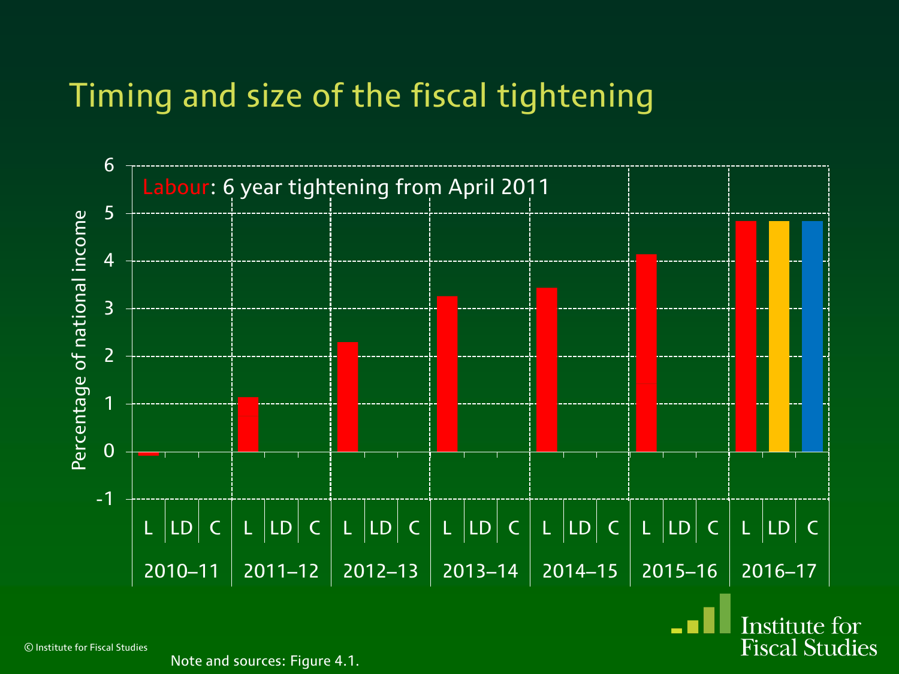# Timing and size of the fiscal tightening

Labour: 6 year tightening from April 2011

Percentage of national income

| Year | L | LD | C |
|---|---|---|---|
| 2010–11 | -0.1 | | |
| 2011–12 | 1.1 | | |
| 2012–13 | 2.3 | | |
| 2013–14 | 3.3 | | |
| 2014–15 | 3.4 | | |
| 2015–16 | 4.1 | | |
| 2016–17 | 4.8 | 4.8 | 4.8 |

Note and sources: Figure 4.1.

© Institute for Fiscal Studies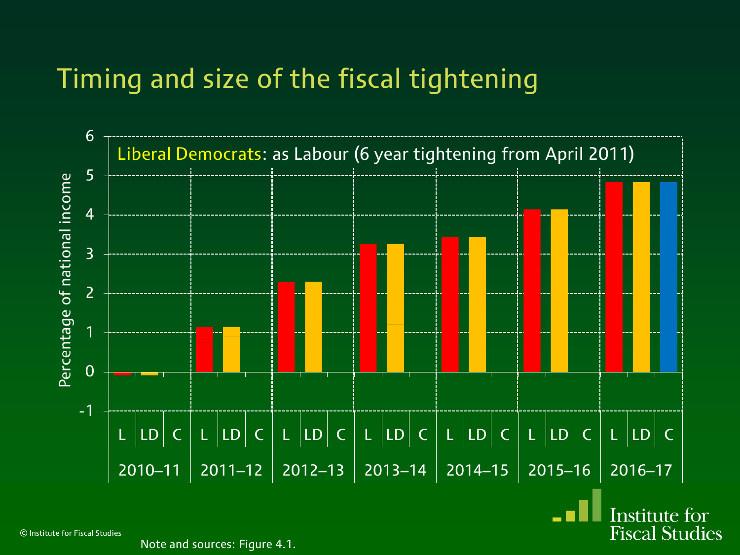# Timing and size of the fiscal tightening

Liberal Democrats: as Labour (6 year tightening from April 2011)

Percentage of national income

| Year | L | LD | C |
|---|---|---|---|
| 2010–11 | -0.1 | -0.1 | |
| 2011–12 | 1.1 | 1.1 | |
| 2012–13 | 2.3 | 2.3 | |
| 2013–14 | 3.3 | 3.3 | |
| 2014–15 | 3.4 | 3.4 | |
| 2015–16 | 4.1 | 4.1 | |
| 2016–17 | 4.8 | 4.8 | 4.8 |

Note and sources: Figure 4.1.

© Institute for Fiscal Studies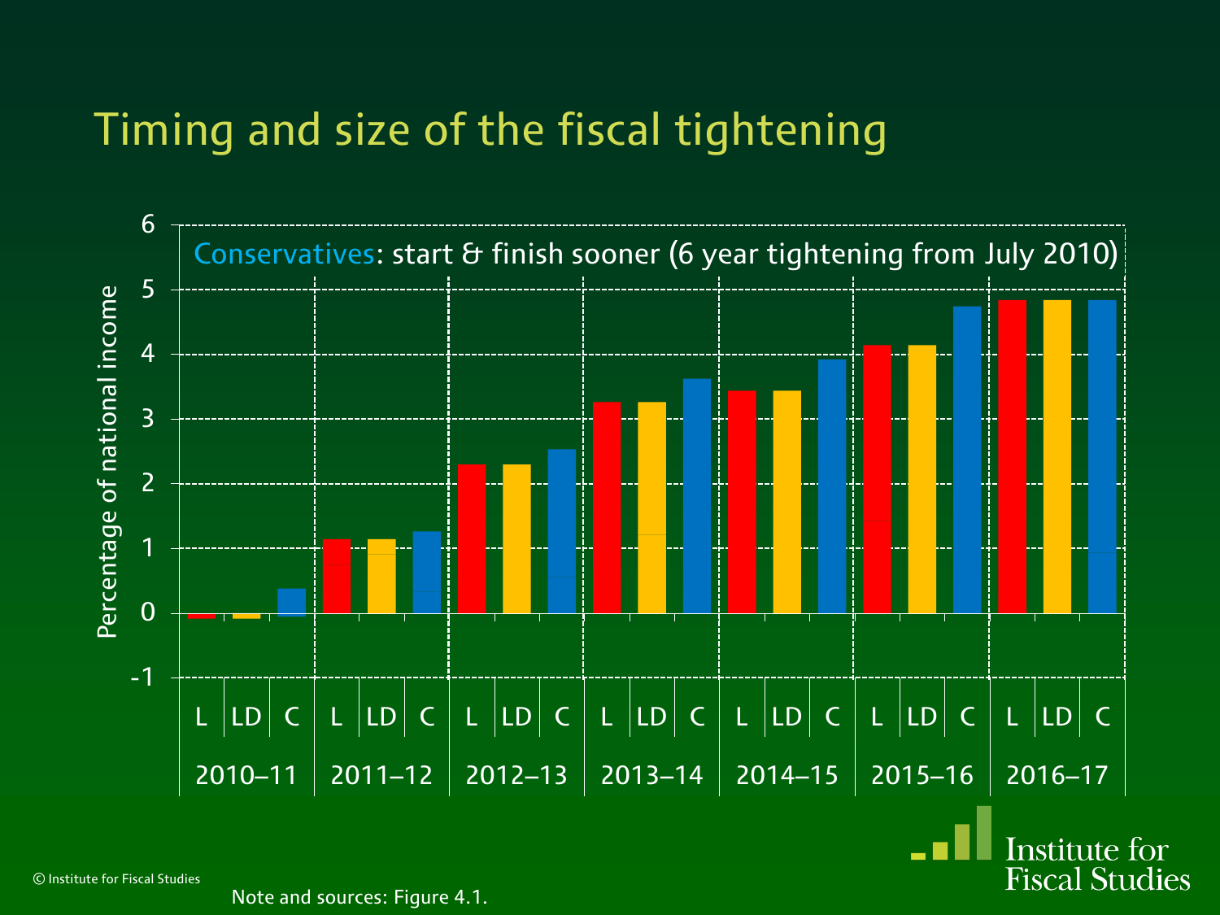# Timing and size of the fiscal tightening

Conservatives: start & finish sooner (6 year tightening from July 2010)

| Year | L | LD | C |
|---|---|---|---|
| 2010–11 | -0.1 | -0.1 | 0.4 |
| 2011–12 | 1.1 | 1.1 | 1.3 |
| 2012–13 | 2.3 | 2.3 | 2.5 |
| 2013–14 | 3.3 | 3.3 | 3.6 |
| 2014–15 | 3.4 | 3.4 | 3.9 |
| 2015–16 | 4.1 | 4.1 | 4.7 |
| 2016–17 | 4.8 | 4.8 | 4.8 |

Percentage of national income

© Institute for Fiscal Studies

Note and sources: Figure 4.1.

Institute for Fiscal Studies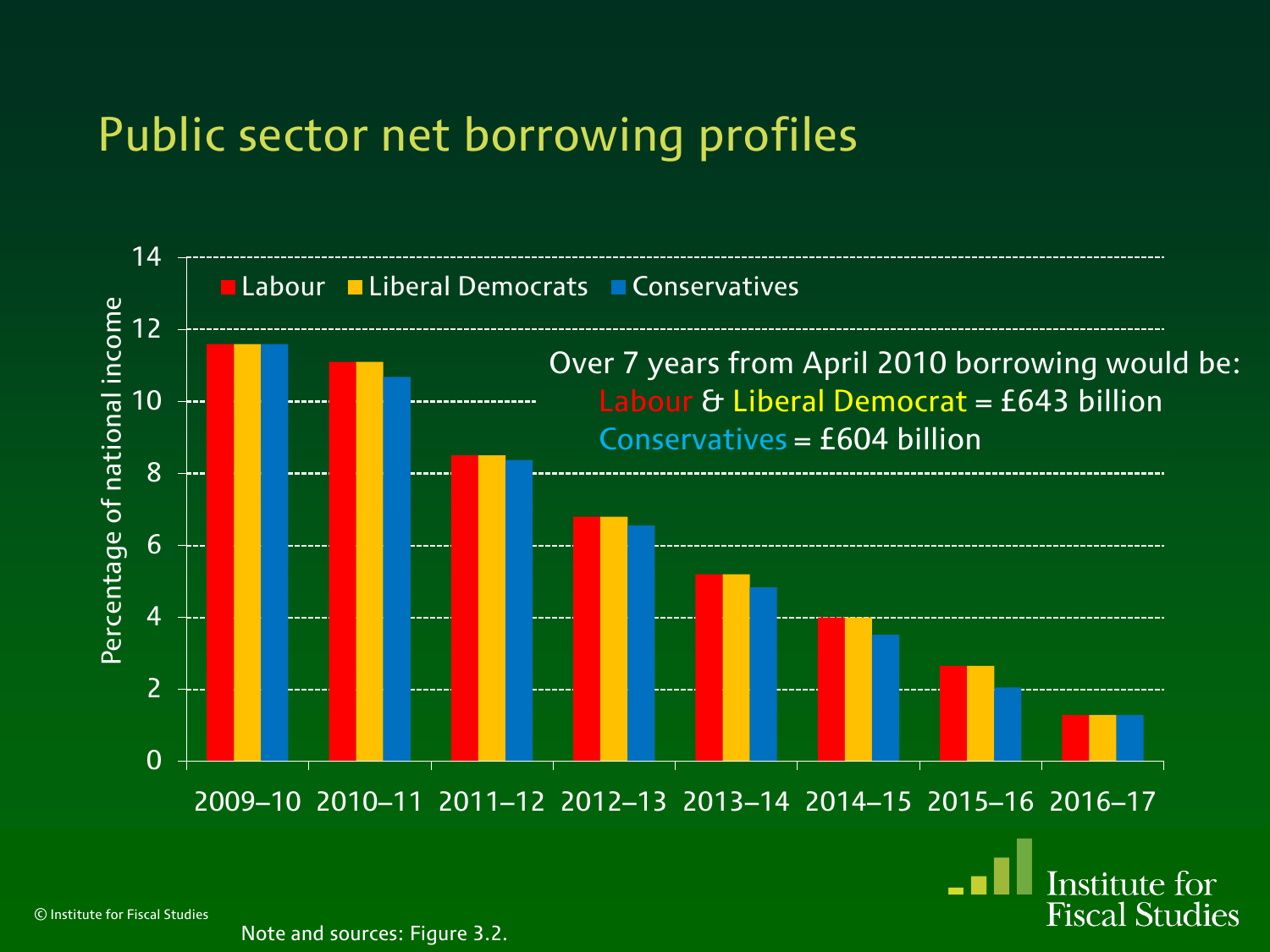# Public sector net borrowing profiles

Over 7 years from April 2010 borrowing would be:
Labour & Liberal Democrat = £643 billion
Conservatives = £604 billion

Note and sources: Figure 3.2.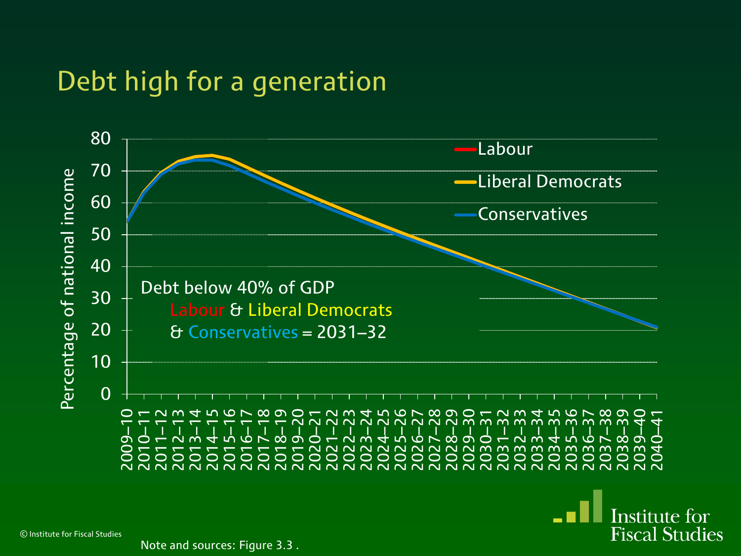# Debt high for a generation

Percentage of national income

80, 70, 60, 50, 40, 30, 20, 10, 0

2009–10, 2010–11, 2011–12, 2012–13, 2013–14, 2014–15, 2015–16, 2016–17, 2017–18, 2018–19, 2019–20, 2020–21, 2021–22, 2022–23, 2023–24, 2024–25, 2025–26, 2026–27, 2027–28, 2028–29, 2029–30, 2030–31, 2031–32, 2032–33, 2033–34, 2034–35, 2035–36, 2036–37, 2037–38, 2038–39, 2039–40, 2040–41

Labour
Liberal Democrats
Conservatives

Debt below 40% of GDP
Labour & Liberal Democrats
& Conservatives = 2031–32

Note and sources: Figure 3.3 .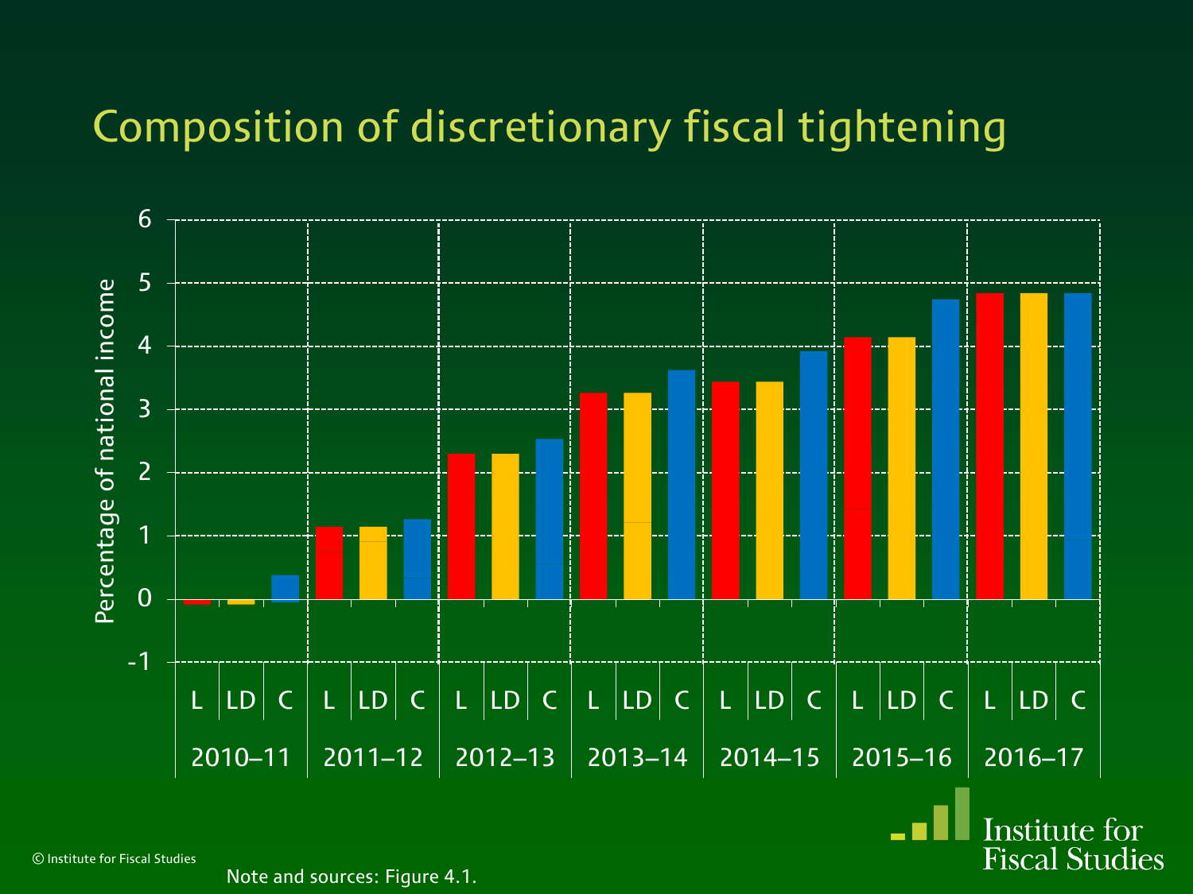# Composition of discretionary fiscal tightening

Percentage of national income

| | L | LD | C |
|---|---|---|---|
| 2010–11 | | | |
| 2011–12 | | | |
| 2012–13 | | | |
| 2013–14 | | | |
| 2014–15 | | | |
| 2015–16 | | | |
| 2016–17 | | | |

Note and sources: Figure 4.1.

© Institute for Fiscal Studies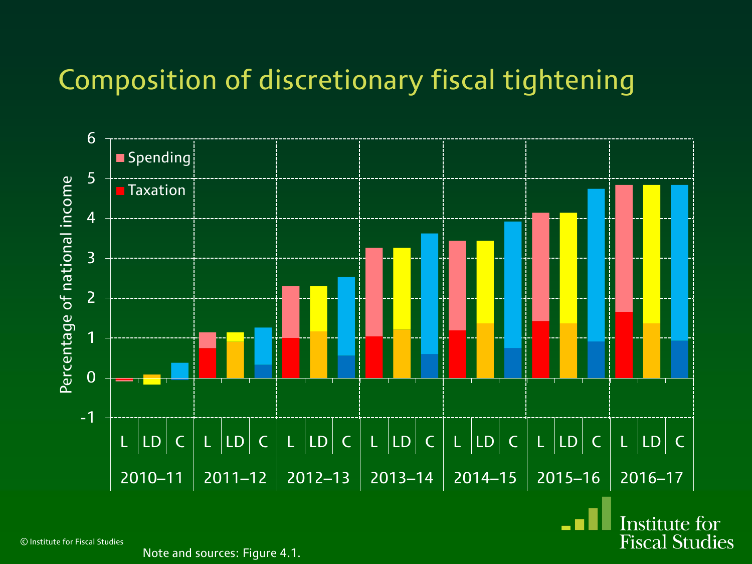# Composition of discretionary fiscal tightening

Percentage of national income

| | L | LD | C |
|---|---|---|---|
| 2010–11 | | | |
| 2011–12 | | | |
| 2012–13 | | | |
| 2013–14 | | | |
| 2014–15 | | | |
| 2015–16 | | | |
| 2016–17 | | | |

Legend: Spending; Taxation

© Institute for Fiscal Studies

Note and sources: Figure 4.1.

Institute for Fiscal Studies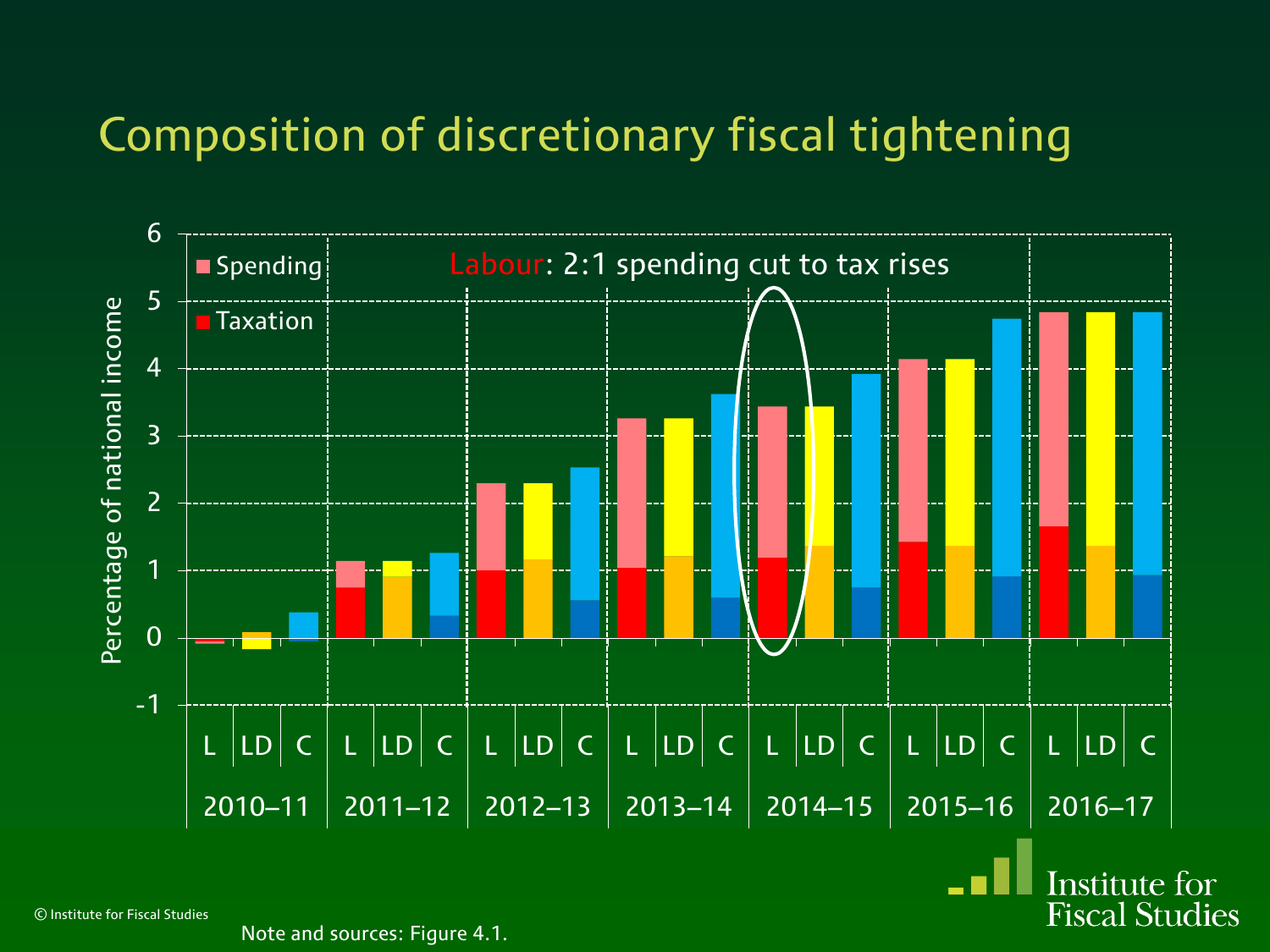# Composition of discretionary fiscal tightening

Labour: 2:1 spending cut to tax rises

Note and sources: Figure 4.1.

© Institute for Fiscal Studies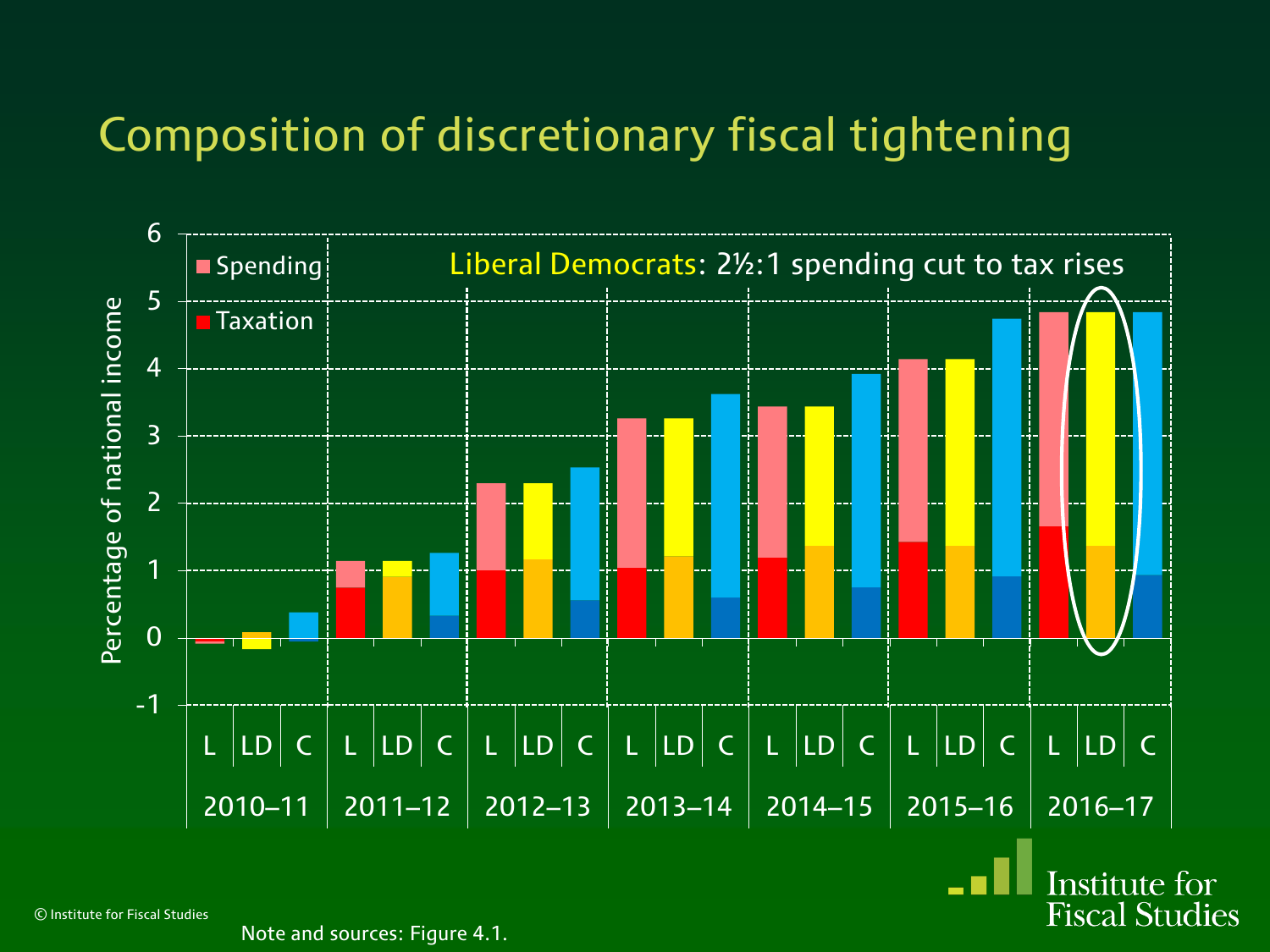# Composition of discretionary fiscal tightening

Liberal Democrats: 2½:1 spending cut to tax rises

Note and sources: Figure 4.1.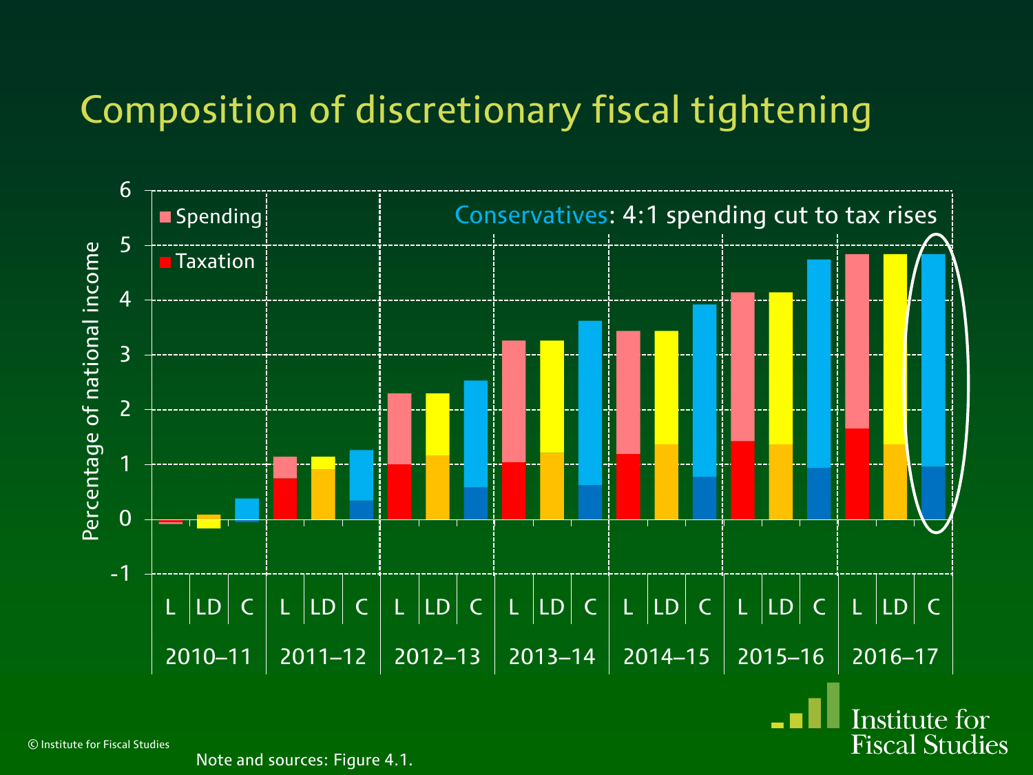# Composition of discretionary fiscal tightening

Note and sources: Figure 4.1.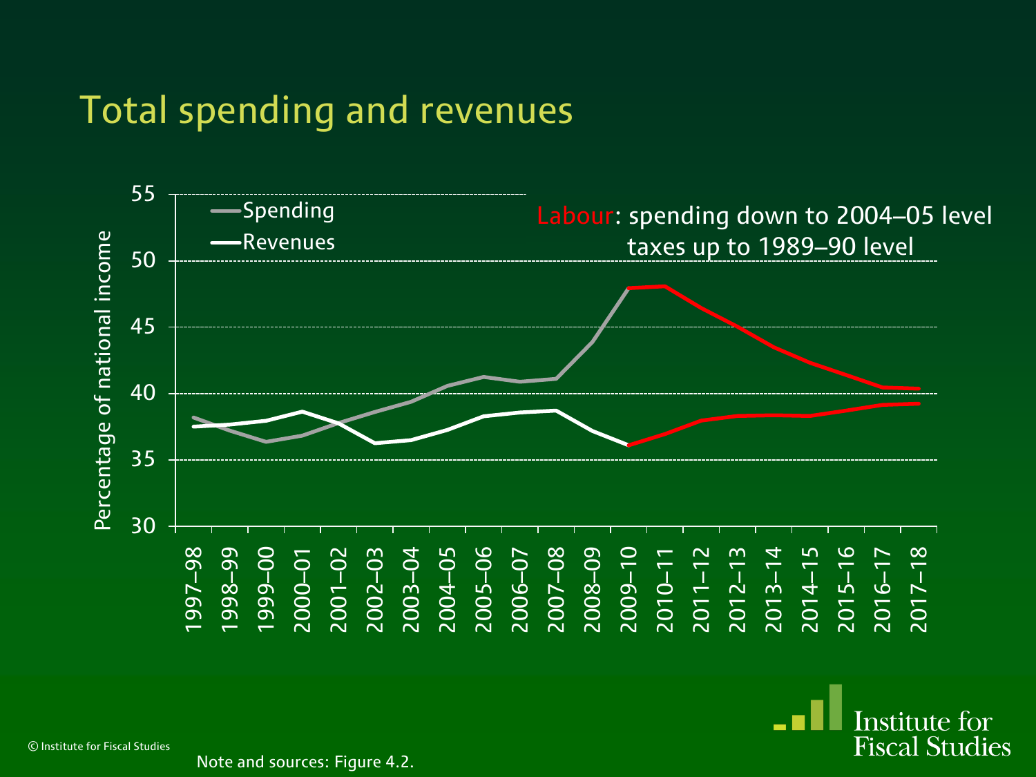# Total spending and revenues

Labour: spending down to 2004–05 level
taxes up to 1989–90 level

Spending
Revenues

Percentage of national income

55
50
45
40
35
30

1997–98 1998–99 1999–00 2000–01 2001–02 2002–03 2003–04 2004–05 2005–06 2006–07 2007–08 2008–09 2009–10 2010–11 2011–12 2012–13 2013–14 2014–15 2015–16 2016–17 2017–18

Note and sources: Figure 4.2.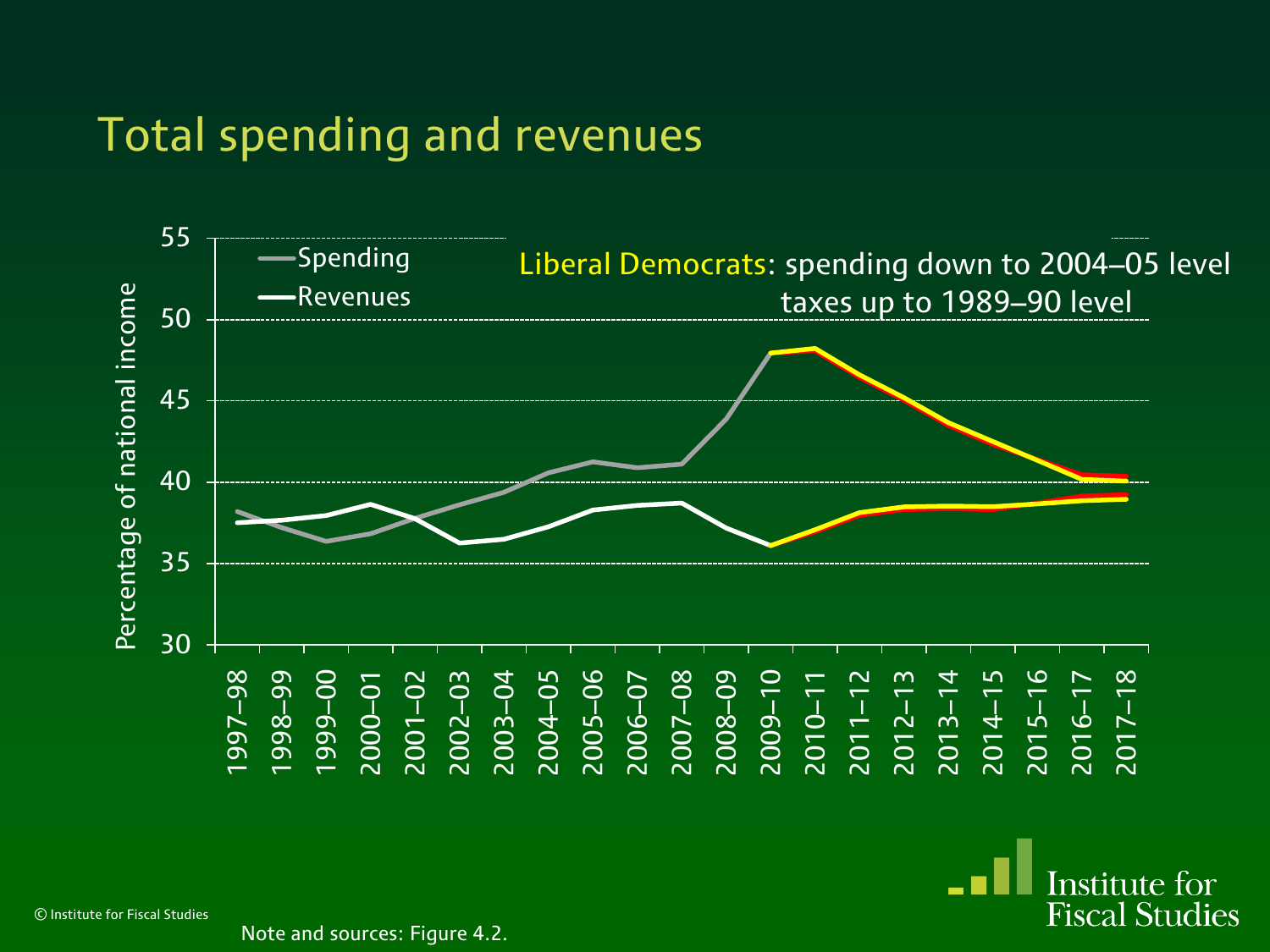# Total spending and revenues

Liberal Democrats: spending down to 2004–05 level
taxes up to 1989–90 level

© Institute for Fiscal Studies

Note and sources: Figure 4.2.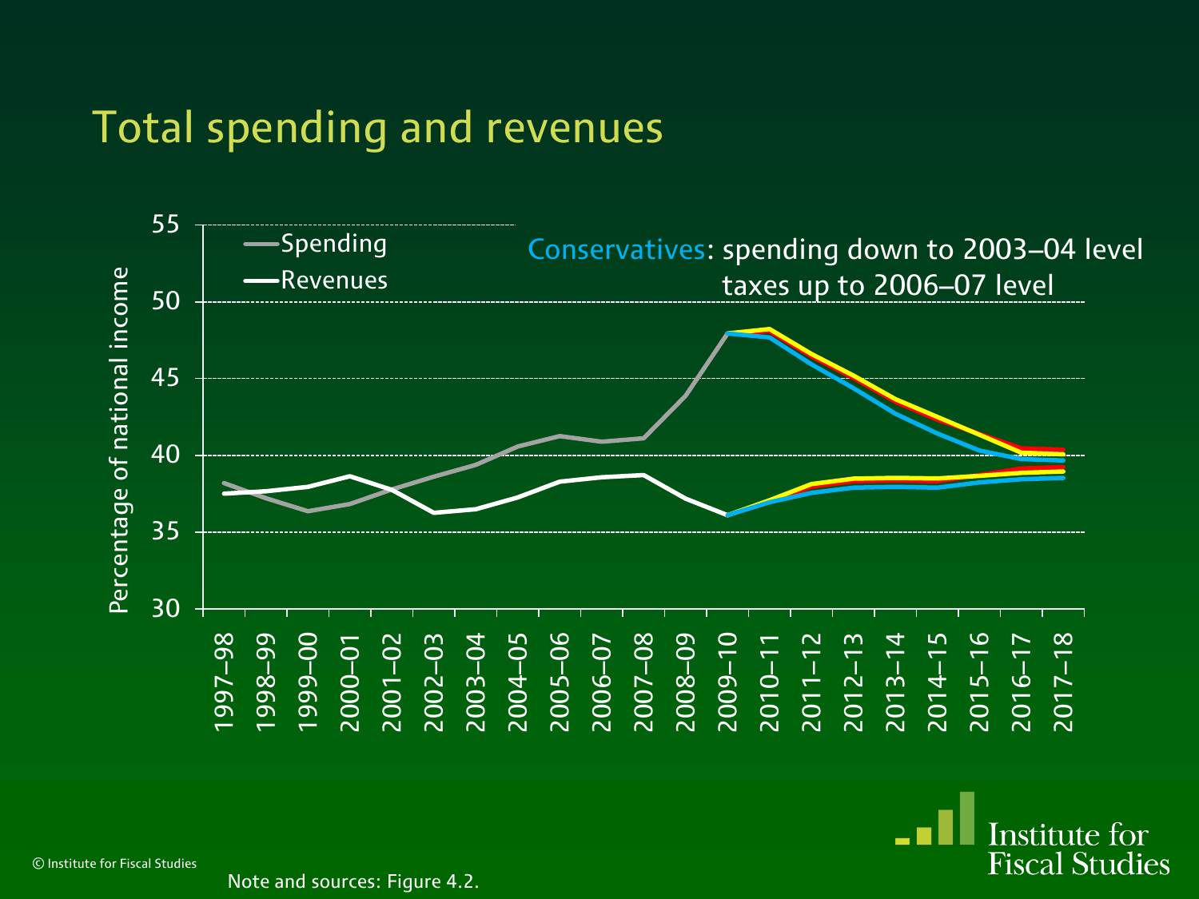# Total spending and revenues

Conservatives: spending down to 2003–04 level
taxes up to 2006–07 level

Note and sources: Figure 4.2.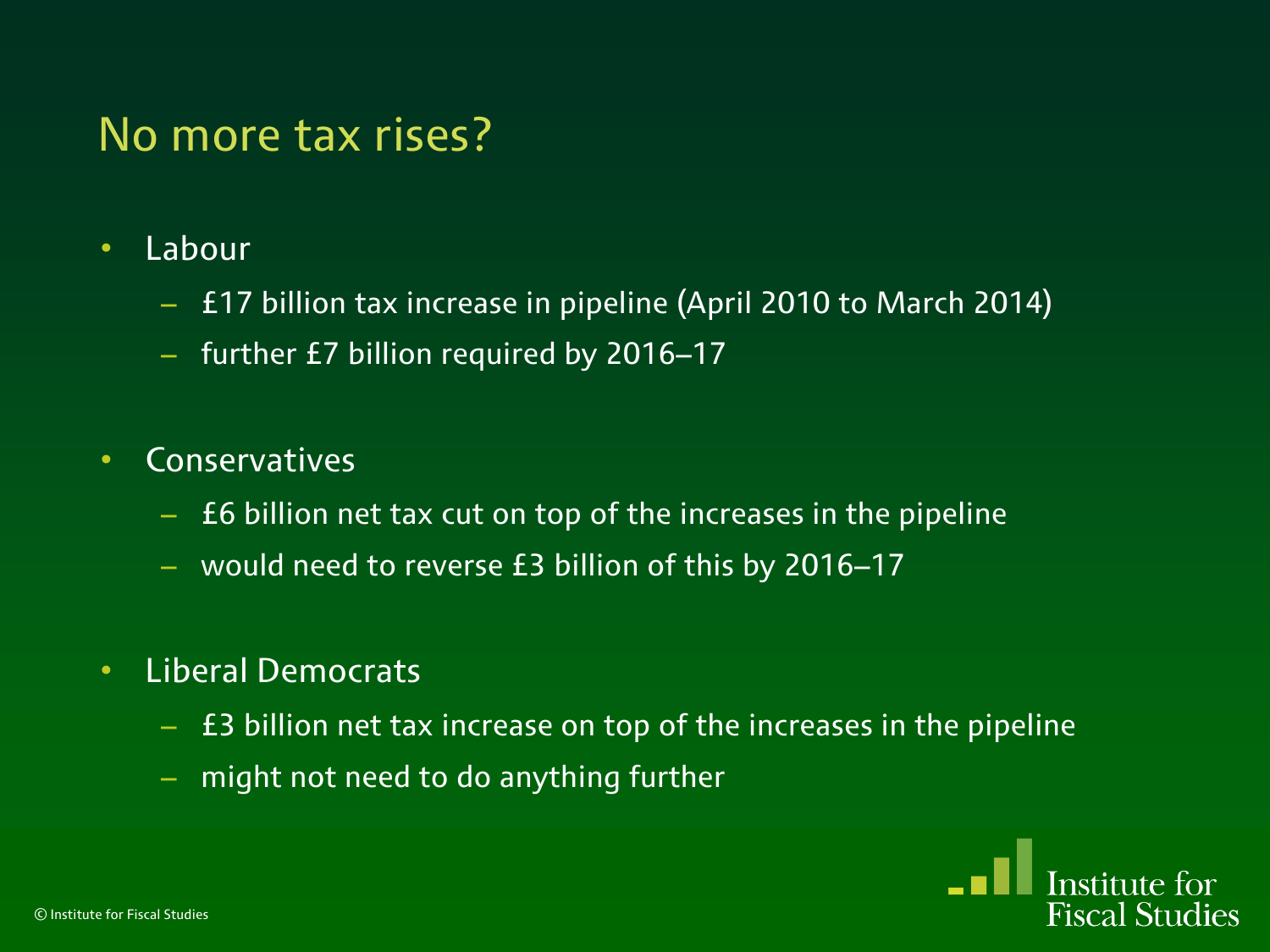# No more tax rises?

- Labour
  - £17 billion tax increase in pipeline (April 2010 to March 2014)
  - further £7 billion required by 2016–17

- Conservatives
  - £6 billion net tax cut on top of the increases in the pipeline
  - would need to reverse £3 billion of this by 2016–17

- Liberal Democrats
  - £3 billion net tax increase on top of the increases in the pipeline
  - might not need to do anything further